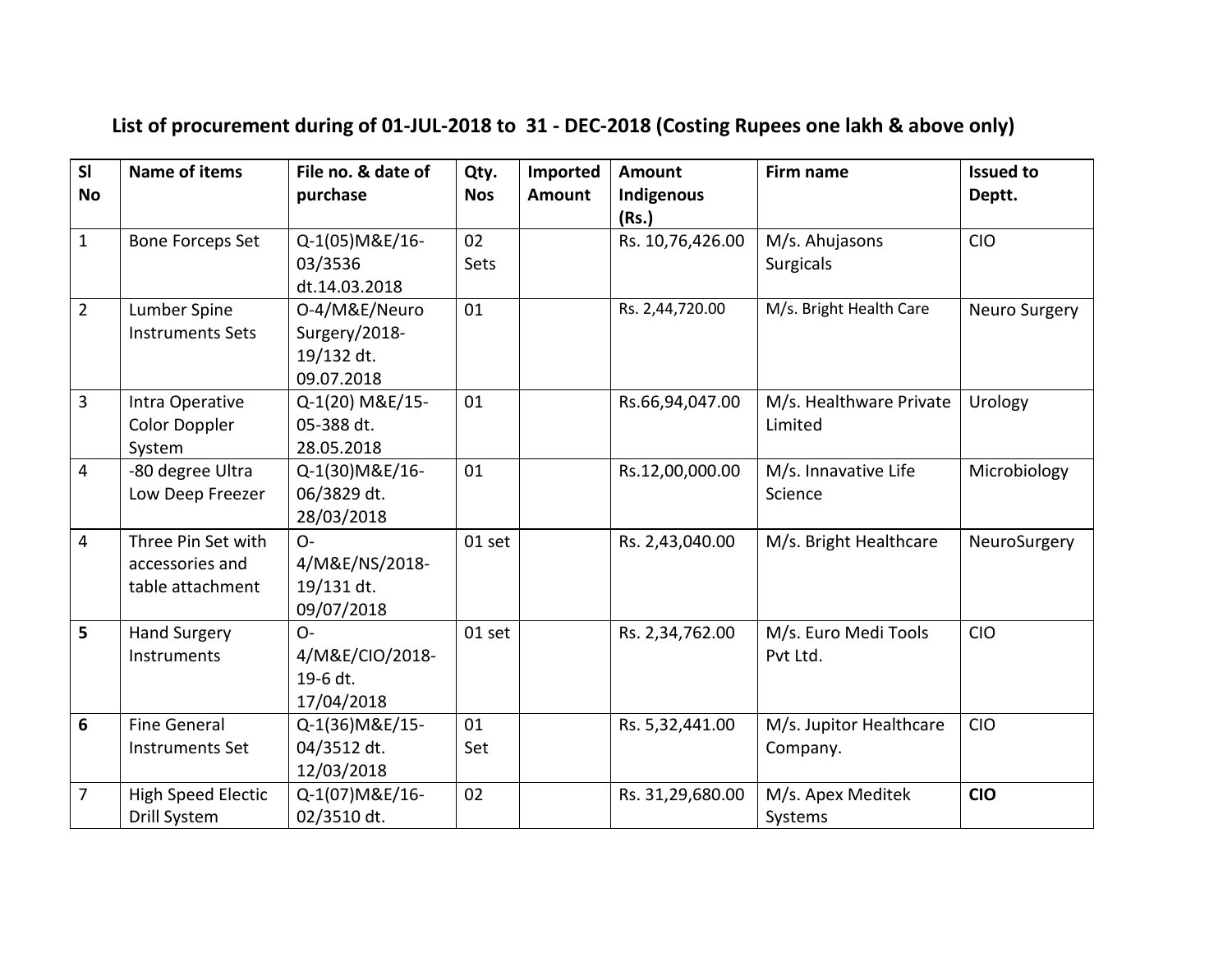## List of procurement during of 01-JUL-2018 to 31 - DEC-2018 (Costing Rupees one lakh & above only)

| Sl No | Name of items | File no. & date of purchase | Qty. Nos | Imported Amount | Amount Indigenous (Rs.) | Firm name | Issued to Deptt. |
|---|---|---|---|---|---|---|---|
| 1 | Bone Forceps Set | Q-1(05)M&E/16-03/3536 dt.14.03.2018 | 02 Sets | | Rs. 10,76,426.00 | M/s. Ahujasons Surgicals | CIO |
| 2 | Lumber Spine Instruments Sets | O-4/M&E/Neuro Surgery/2018-19/132 dt. 09.07.2018 | 01 | | Rs. 2,44,720.00 | M/s. Bright Health Care | Neuro Surgery |
| 3 | Intra Operative Color Doppler System | Q-1(20) M&E/15-05-388 dt. 28.05.2018 | 01 | | Rs.66,94,047.00 | M/s. Healthware Private Limited | Urology |
| 4 | -80 degree Ultra Low Deep Freezer | Q-1(30)M&E/16-06/3829 dt. 28/03/2018 | 01 | | Rs.12,00,000.00 | M/s. Innavative Life Science | Microbiology |
| 4 | Three Pin Set with accessories and table attachment | O-4/M&E/NS/2018-19/131 dt. 09/07/2018 | 01 set | | Rs. 2,43,040.00 | M/s. Bright Healthcare | NeuroSurgery |
| **5** | Hand Surgery Instruments | O-4/M&E/CIO/2018-19-6 dt. 17/04/2018 | 01 set | | Rs. 2,34,762.00 | M/s. Euro Medi Tools Pvt Ltd. | CIO |
| **6** | Fine General Instruments Set | Q-1(36)M&E/15-04/3512 dt. 12/03/2018 | 01 Set | | Rs. 5,32,441.00 | M/s. Jupitor Healthcare Company. | CIO |
| 7 | High Speed Electic Drill System | Q-1(07)M&E/16-02/3510 dt. | 02 | | Rs. 31,29,680.00 | M/s. Apex Meditek Systems | **CIO** |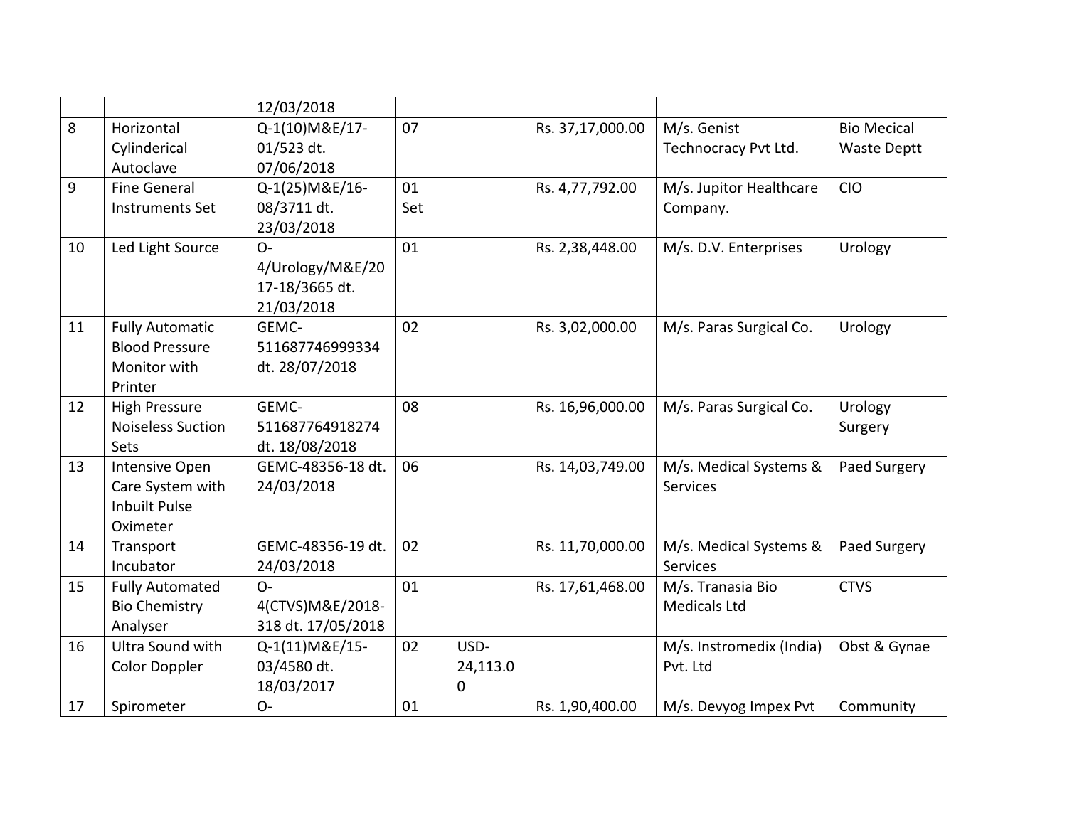| | | | | | | | |
|---|---|---|---|---|---|---|---|
| | | 12/03/2018 | | | | | |
| 8 | Horizontal Cylinderical Autoclave | Q-1(10)M&E/17-01/523 dt. 07/06/2018 | 07 | | Rs. 37,17,000.00 | M/s. Genist Technocracy Pvt Ltd. | Bio Mecical Waste Deptt |
| 9 | Fine General Instruments Set | Q-1(25)M&E/16-08/3711 dt. 23/03/2018 | 01 Set | | Rs. 4,77,792.00 | M/s. Jupitor Healthcare Company. | CIO |
| 10 | Led Light Source | O-4/Urology/M&E/2017-18/3665 dt. 21/03/2018 | 01 | | Rs. 2,38,448.00 | M/s. D.V. Enterprises | Urology |
| 11 | Fully Automatic Blood Pressure Monitor with Printer | GEMC-511687746999334 dt. 28/07/2018 | 02 | | Rs. 3,02,000.00 | M/s. Paras Surgical Co. | Urology |
| 12 | High Pressure Noiseless Suction Sets | GEMC-511687764918274 dt. 18/08/2018 | 08 | | Rs. 16,96,000.00 | M/s. Paras Surgical Co. | Urology Surgery |
| 13 | Intensive Open Care System with Inbuilt Pulse Oximeter | GEMC-48356-18 dt. 24/03/2018 | 06 | | Rs. 14,03,749.00 | M/s. Medical Systems & Services | Paed Surgery |
| 14 | Transport Incubator | GEMC-48356-19 dt. 24/03/2018 | 02 | | Rs. 11,70,000.00 | M/s. Medical Systems & Services | Paed Surgery |
| 15 | Fully Automated Bio Chemistry Analyser | O-4(CTVS)M&E/2018-318 dt. 17/05/2018 | 01 | | Rs. 17,61,468.00 | M/s. Tranasia Bio Medicals Ltd | CTVS |
| 16 | Ultra Sound with Color Doppler | Q-1(11)M&E/15-03/4580 dt. 18/03/2017 | 02 | USD-24,113.00 | | M/s. Instromedix (India) Pvt. Ltd | Obst & Gynae |
| 17 | Spirometer | O- | 01 | | Rs. 1,90,400.00 | M/s. Devyog Impex Pvt | Community |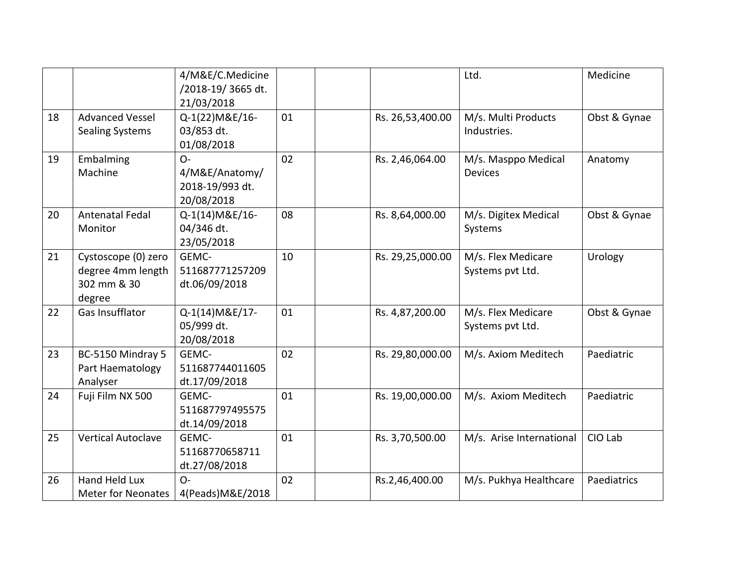| | | | | | | | |
|---|---|---|---|---|---|---|---|
| | | 4/M&E/C.Medicine /2018-19/ 3665 dt. 21/03/2018 | | | | Ltd. | Medicine |
| 18 | Advanced Vessel Sealing Systems | Q-1(22)M&E/16-03/853 dt. 01/08/2018 | 01 | | Rs. 26,53,400.00 | M/s. Multi Products Industries. | Obst & Gynae |
| 19 | Embalming Machine | O-4/M&E/Anatomy/ 2018-19/993 dt. 20/08/2018 | 02 | | Rs. 2,46,064.00 | M/s. Masppo Medical Devices | Anatomy |
| 20 | Antenatal Fedal Monitor | Q-1(14)M&E/16-04/346 dt. 23/05/2018 | 08 | | Rs. 8,64,000.00 | M/s. Digitex Medical Systems | Obst & Gynae |
| 21 | Cystoscope (0) zero degree 4mm length 302 mm & 30 degree | GEMC-511687771257209 dt.06/09/2018 | 10 | | Rs. 29,25,000.00 | M/s. Flex Medicare Systems pvt Ltd. | Urology |
| 22 | Gas Insufflator | Q-1(14)M&E/17-05/999 dt. 20/08/2018 | 01 | | Rs. 4,87,200.00 | M/s. Flex Medicare Systems pvt Ltd. | Obst & Gynae |
| 23 | BC-5150 Mindray 5 Part Haematology Analyser | GEMC-511687744011605 dt.17/09/2018 | 02 | | Rs. 29,80,000.00 | M/s. Axiom Meditech | Paediatric |
| 24 | Fuji Film NX 500 | GEMC-511687797495575 dt.14/09/2018 | 01 | | Rs. 19,00,000.00 | M/s. Axiom Meditech | Paediatric |
| 25 | Vertical Autoclave | GEMC-51168770658711 dt.27/08/2018 | 01 | | Rs. 3,70,500.00 | M/s. Arise International | CIO Lab |
| 26 | Hand Held Lux Meter for Neonates | O-4(Peads)M&E/2018 | 02 | | Rs.2,46,400.00 | M/s. Pukhya Healthcare | Paediatrics |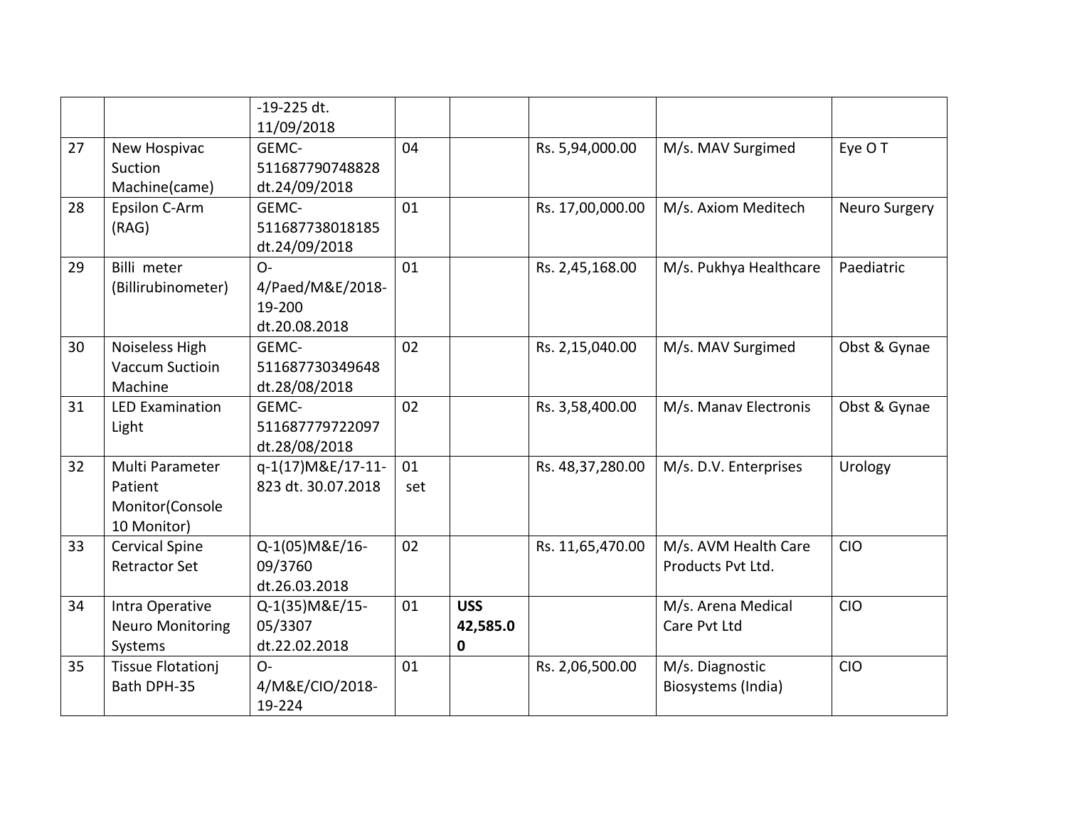| | | -19-225 dt. 11/09/2018 | | | | | |
|---|---|---|---|---|---|---|---|
| 27 | New Hospivac Suction Machine(came) | GEMC-511687790748828 dt.24/09/2018 | 04 | | Rs. 5,94,000.00 | M/s. MAV Surgimed | Eye O T |
| 28 | Epsilon C-Arm (RAG) | GEMC-511687738018185 dt.24/09/2018 | 01 | | Rs. 17,00,000.00 | M/s. Axiom Meditech | Neuro Surgery |
| 29 | Billi meter (Billirubinometer) | O-4/Paed/M&E/2018-19-200 dt.20.08.2018 | 01 | | Rs. 2,45,168.00 | M/s. Pukhya Healthcare | Paediatric |
| 30 | Noiseless High Vaccum Suctioin Machine | GEMC-511687730349648 dt.28/08/2018 | 02 | | Rs. 2,15,040.00 | M/s. MAV Surgimed | Obst & Gynae |
| 31 | LED Examination Light | GEMC-511687779722097 dt.28/08/2018 | 02 | | Rs. 3,58,400.00 | M/s. Manav Electronis | Obst & Gynae |
| 32 | Multi Parameter Patient Monitor(Console 10 Monitor) | q-1(17)M&E/17-11-823 dt. 30.07.2018 | 01 set | | Rs. 48,37,280.00 | M/s. D.V. Enterprises | Urology |
| 33 | Cervical Spine Retractor Set | Q-1(05)M&E/16-09/3760 dt.26.03.2018 | 02 | | Rs. 11,65,470.00 | M/s. AVM Health Care Products Pvt Ltd. | CIO |
| 34 | Intra Operative Neuro Monitoring Systems | Q-1(35)M&E/15-05/3307 dt.22.02.2018 | 01 | **USS 42,585.00** | | M/s. Arena Medical Care Pvt Ltd | CIO |
| 35 | Tissue Flotationj Bath DPH-35 | O-4/M&E/CIO/2018-19-224 | 01 | | Rs. 2,06,500.00 | M/s. Diagnostic Biosystems (India) | CIO |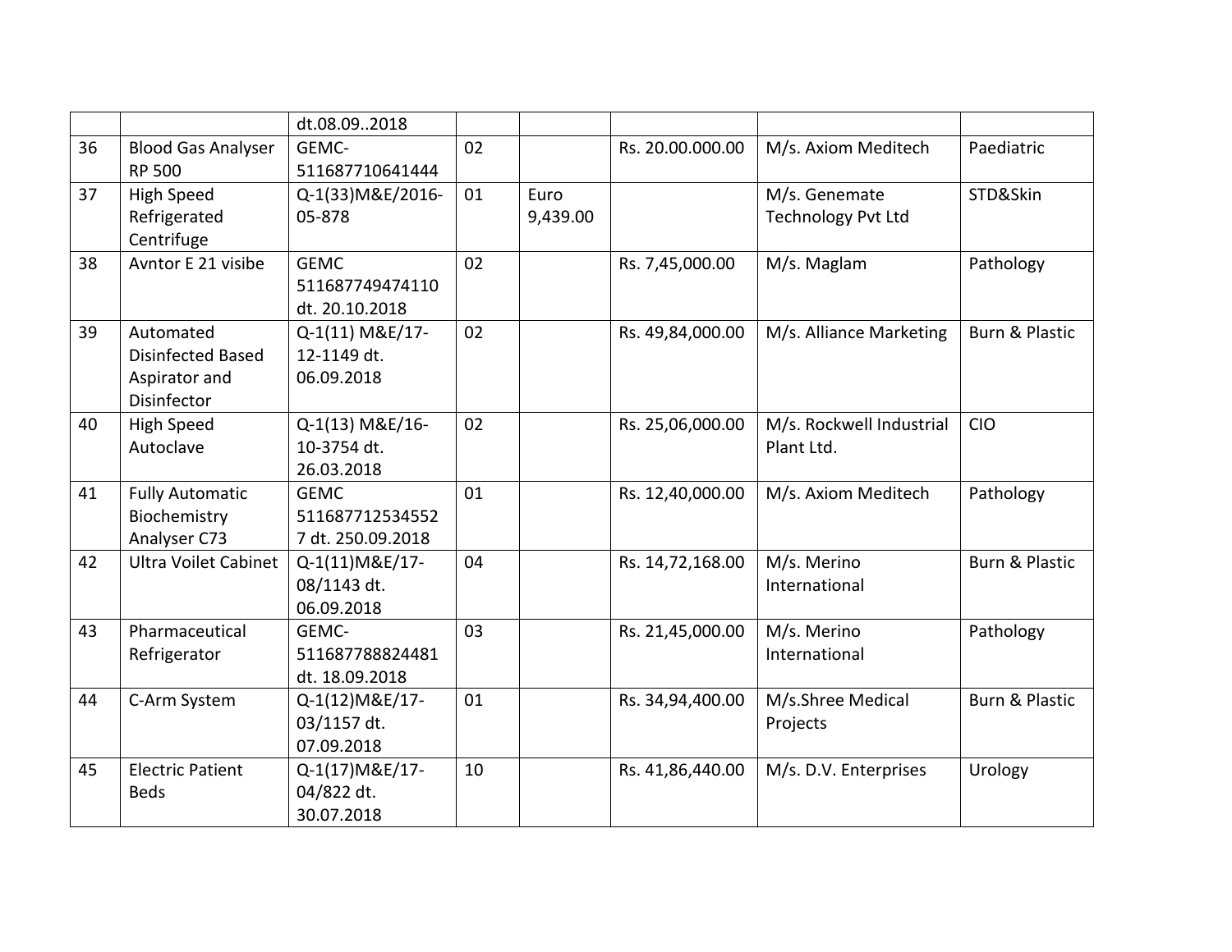| | | | | | | | |
|---|---|---|---|---|---|---|---|
| | | dt.08.09..2018 | | | | | |
| 36 | Blood Gas Analyser RP 500 | GEMC-511687710641444 | 02 | | Rs. 20.00.000.00 | M/s. Axiom Meditech | Paediatric |
| 37 | High Speed Refrigerated Centrifuge | Q-1(33)M&E/2016-05-878 | 01 | Euro 9,439.00 | | M/s. Genemate Technology Pvt Ltd | STD&Skin |
| 38 | Avntor E 21 visibe | GEMC 511687749474110 dt. 20.10.2018 | 02 | | Rs. 7,45,000.00 | M/s. Maglam | Pathology |
| 39 | Automated Disinfected Based Aspirator and Disinfector | Q-1(11) M&E/17-12-1149 dt. 06.09.2018 | 02 | | Rs. 49,84,000.00 | M/s. Alliance Marketing | Burn & Plastic |
| 40 | High Speed Autoclave | Q-1(13) M&E/16-10-3754 dt. 26.03.2018 | 02 | | Rs. 25,06,000.00 | M/s. Rockwell Industrial Plant Ltd. | CIO |
| 41 | Fully Automatic Biochemistry Analyser C73 | GEMC 5116877125345527 dt. 250.09.2018 | 01 | | Rs. 12,40,000.00 | M/s. Axiom Meditech | Pathology |
| 42 | Ultra Voilet Cabinet | Q-1(11)M&E/17-08/1143 dt. 06.09.2018 | 04 | | Rs. 14,72,168.00 | M/s. Merino International | Burn & Plastic |
| 43 | Pharmaceutical Refrigerator | GEMC-511687788824481 dt. 18.09.2018 | 03 | | Rs. 21,45,000.00 | M/s. Merino International | Pathology |
| 44 | C-Arm System | Q-1(12)M&E/17-03/1157 dt. 07.09.2018 | 01 | | Rs. 34,94,400.00 | M/s.Shree Medical Projects | Burn & Plastic |
| 45 | Electric Patient Beds | Q-1(17)M&E/17-04/822 dt. 30.07.2018 | 10 | | Rs. 41,86,440.00 | M/s. D.V. Enterprises | Urology |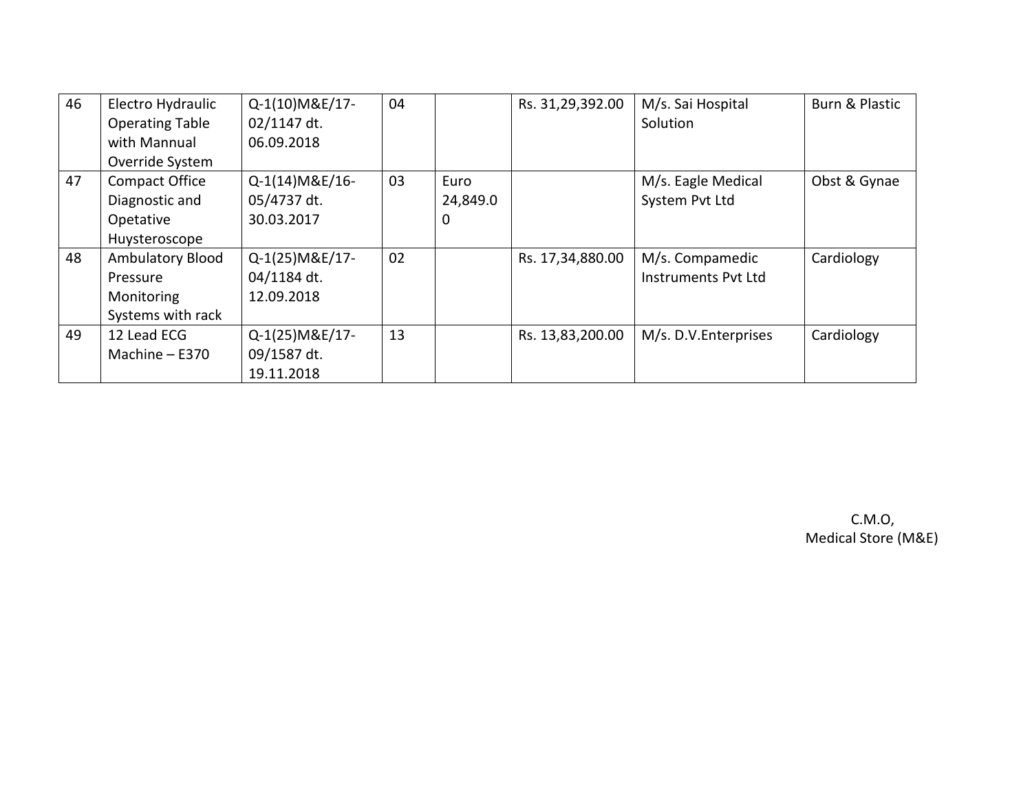| | | | | | | | |
|---|---|---|---|---|---|---|---|
| 46 | Electro Hydraulic Operating Table with Mannual Override System | Q-1(10)M&E/17-02/1147 dt. 06.09.2018 | 04 | | Rs. 31,29,392.00 | M/s. Sai Hospital Solution | Burn & Plastic |
| 47 | Compact Office Diagnostic and Opetative Huysteroscope | Q-1(14)M&E/16-05/4737 dt. 30.03.2017 | 03 | Euro 24,849.00 | | M/s. Eagle Medical System Pvt Ltd | Obst & Gynae |
| 48 | Ambulatory Blood Pressure Monitoring Systems with rack | Q-1(25)M&E/17-04/1184 dt. 12.09.2018 | 02 | | Rs. 17,34,880.00 | M/s. Compamedic Instruments Pvt Ltd | Cardiology |
| 49 | 12 Lead ECG Machine – E370 | Q-1(25)M&E/17-09/1587 dt. 19.11.2018 | 13 | | Rs. 13,83,200.00 | M/s. D.V.Enterprises | Cardiology |

C.M.O,
Medical Store (M&E)